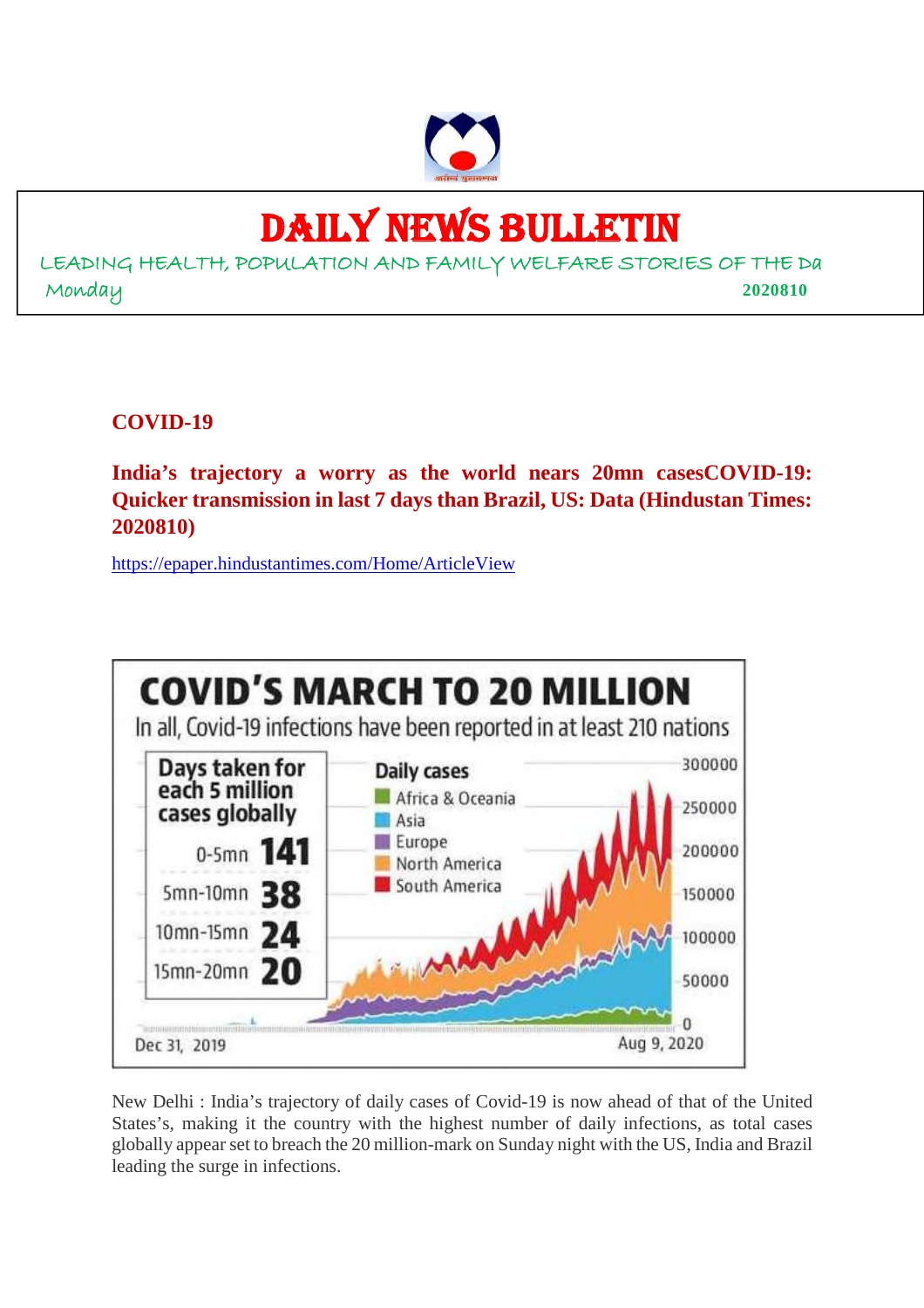# DAILY NEWS BULLETIN

LEADING HEALTH, POPULATION AND FAMILY WELFARE STORIES OF THE Da

Monday **2020810**

## COVID-19

### India's trajectory a worry as the world nears 20mn casesCOVID-19: Quicker transmission in last 7 days than Brazil, US: Data (Hindustan Times: 2020810)

https://epaper.hindustantimes.com/Home/ArticleView

**COVID'S MARCH TO 20 MILLION**

In all, Covid-19 infections have been reported in at least 210 nations

| Days taken for each 5 million cases globally | |
|---|---|
| 0-5mn | 141 |
| 5mn-10mn | 38 |
| 10mn-15mn | 24 |
| 15mn-20mn | 20 |

Daily cases: Africa & Oceania, Asia, Europe, North America, South America

Dec 31, 2019 – Aug 9, 2020

New Delhi : India's trajectory of daily cases of Covid-19 is now ahead of that of the United States's, making it the country with the highest number of daily infections, as total cases globally appear set to breach the 20 million-mark on Sunday night with the US, India and Brazil leading the surge in infections.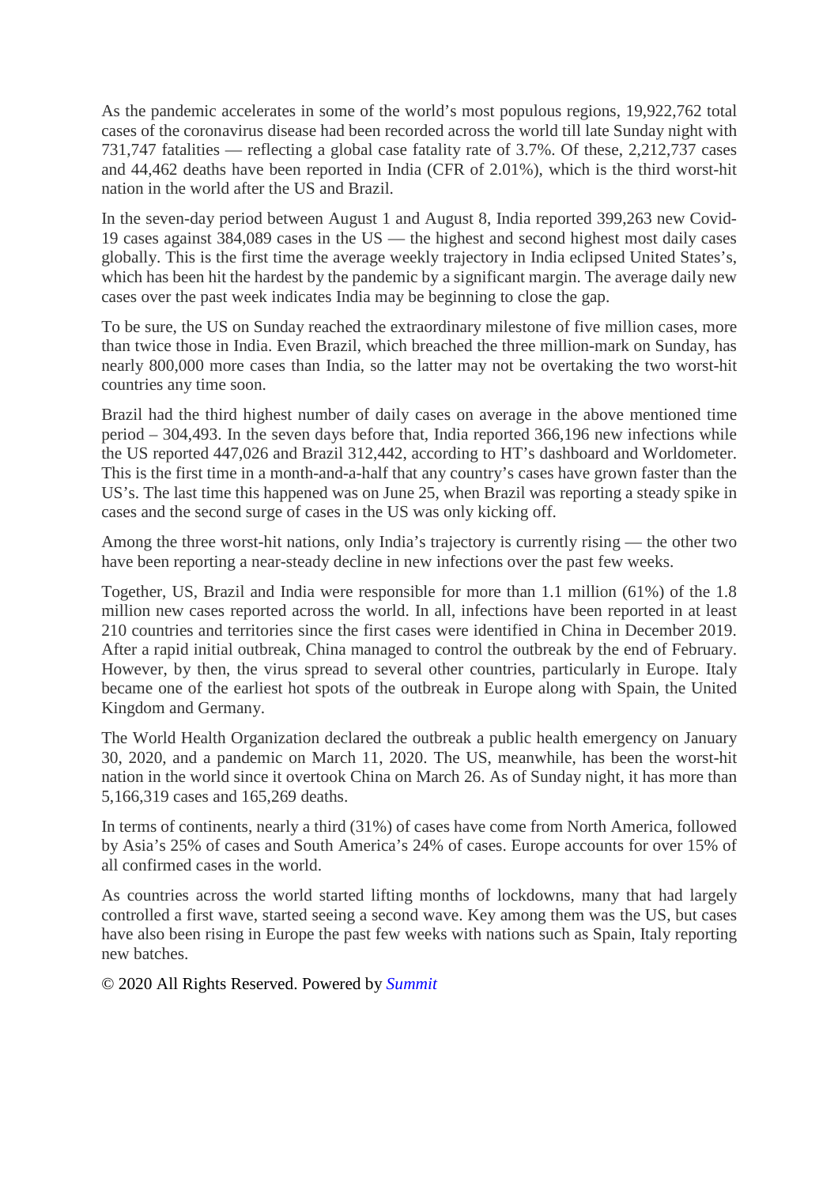As the pandemic accelerates in some of the world's most populous regions, 19,922,762 total cases of the coronavirus disease had been recorded across the world till late Sunday night with 731,747 fatalities — reflecting a global case fatality rate of 3.7%. Of these, 2,212,737 cases and 44,462 deaths have been reported in India (CFR of 2.01%), which is the third worst-hit nation in the world after the US and Brazil.

In the seven-day period between August 1 and August 8, India reported 399,263 new Covid-19 cases against 384,089 cases in the US — the highest and second highest most daily cases globally. This is the first time the average weekly trajectory in India eclipsed United States's, which has been hit the hardest by the pandemic by a significant margin. The average daily new cases over the past week indicates India may be beginning to close the gap.

To be sure, the US on Sunday reached the extraordinary milestone of five million cases, more than twice those in India. Even Brazil, which breached the three million-mark on Sunday, has nearly 800,000 more cases than India, so the latter may not be overtaking the two worst-hit countries any time soon.

Brazil had the third highest number of daily cases on average in the above mentioned time period – 304,493. In the seven days before that, India reported 366,196 new infections while the US reported 447,026 and Brazil 312,442, according to HT's dashboard and Worldometer. This is the first time in a month-and-a-half that any country's cases have grown faster than the US's. The last time this happened was on June 25, when Brazil was reporting a steady spike in cases and the second surge of cases in the US was only kicking off.

Among the three worst-hit nations, only India's trajectory is currently rising — the other two have been reporting a near-steady decline in new infections over the past few weeks.

Together, US, Brazil and India were responsible for more than 1.1 million (61%) of the 1.8 million new cases reported across the world. In all, infections have been reported in at least 210 countries and territories since the first cases were identified in China in December 2019. After a rapid initial outbreak, China managed to control the outbreak by the end of February. However, by then, the virus spread to several other countries, particularly in Europe. Italy became one of the earliest hot spots of the outbreak in Europe along with Spain, the United Kingdom and Germany.

The World Health Organization declared the outbreak a public health emergency on January 30, 2020, and a pandemic on March 11, 2020. The US, meanwhile, has been the worst-hit nation in the world since it overtook China on March 26. As of Sunday night, it has more than 5,166,319 cases and 165,269 deaths.

In terms of continents, nearly a third (31%) of cases have come from North America, followed by Asia's 25% of cases and South America's 24% of cases. Europe accounts for over 15% of all confirmed cases in the world.

As countries across the world started lifting months of lockdowns, many that had largely controlled a first wave, started seeing a second wave. Key among them was the US, but cases have also been rising in Europe the past few weeks with nations such as Spain, Italy reporting new batches.

© 2020 All Rights Reserved. Powered by *Summit*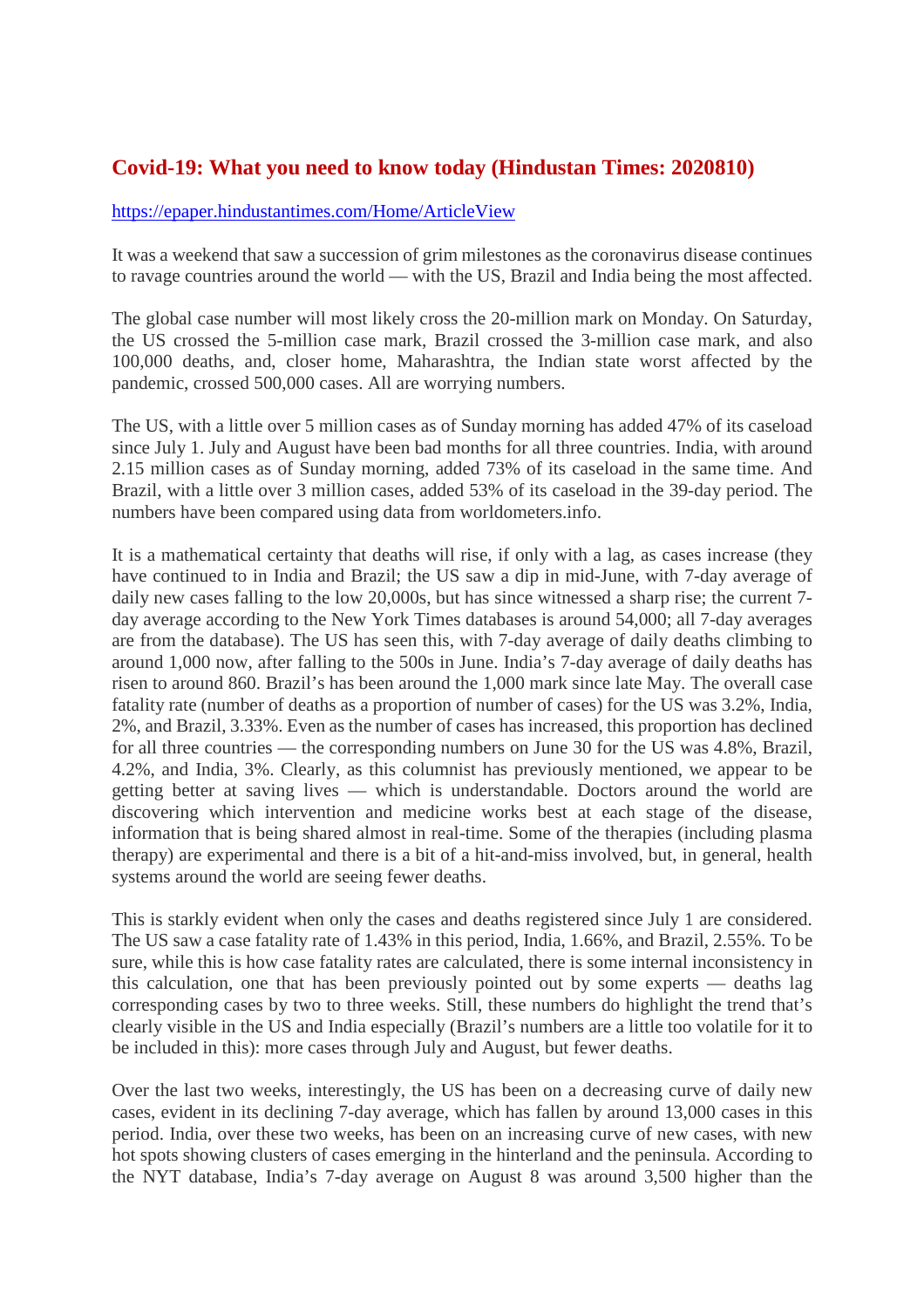## Covid-19: What you need to know today (Hindustan Times: 2020810)

https://epaper.hindustantimes.com/Home/ArticleView

It was a weekend that saw a succession of grim milestones as the coronavirus disease continues to ravage countries around the world — with the US, Brazil and India being the most affected.

The global case number will most likely cross the 20-million mark on Monday. On Saturday, the US crossed the 5-million case mark, Brazil crossed the 3-million case mark, and also 100,000 deaths, and, closer home, Maharashtra, the Indian state worst affected by the pandemic, crossed 500,000 cases. All are worrying numbers.

The US, with a little over 5 million cases as of Sunday morning has added 47% of its caseload since July 1. July and August have been bad months for all three countries. India, with around 2.15 million cases as of Sunday morning, added 73% of its caseload in the same time. And Brazil, with a little over 3 million cases, added 53% of its caseload in the 39-day period. The numbers have been compared using data from worldometers.info.

It is a mathematical certainty that deaths will rise, if only with a lag, as cases increase (they have continued to in India and Brazil; the US saw a dip in mid-June, with 7-day average of daily new cases falling to the low 20,000s, but has since witnessed a sharp rise; the current 7-day average according to the New York Times databases is around 54,000; all 7-day averages are from the database). The US has seen this, with 7-day average of daily deaths climbing to around 1,000 now, after falling to the 500s in June. India's 7-day average of daily deaths has risen to around 860. Brazil's has been around the 1,000 mark since late May. The overall case fatality rate (number of deaths as a proportion of number of cases) for the US was 3.2%, India, 2%, and Brazil, 3.33%. Even as the number of cases has increased, this proportion has declined for all three countries — the corresponding numbers on June 30 for the US was 4.8%, Brazil, 4.2%, and India, 3%. Clearly, as this columnist has previously mentioned, we appear to be getting better at saving lives — which is understandable. Doctors around the world are discovering which intervention and medicine works best at each stage of the disease, information that is being shared almost in real-time. Some of the therapies (including plasma therapy) are experimental and there is a bit of a hit-and-miss involved, but, in general, health systems around the world are seeing fewer deaths.

This is starkly evident when only the cases and deaths registered since July 1 are considered. The US saw a case fatality rate of 1.43% in this period, India, 1.66%, and Brazil, 2.55%. To be sure, while this is how case fatality rates are calculated, there is some internal inconsistency in this calculation, one that has been previously pointed out by some experts — deaths lag corresponding cases by two to three weeks. Still, these numbers do highlight the trend that's clearly visible in the US and India especially (Brazil's numbers are a little too volatile for it to be included in this): more cases through July and August, but fewer deaths.

Over the last two weeks, interestingly, the US has been on a decreasing curve of daily new cases, evident in its declining 7-day average, which has fallen by around 13,000 cases in this period. India, over these two weeks, has been on an increasing curve of new cases, with new hot spots showing clusters of cases emerging in the hinterland and the peninsula. According to the NYT database, India's 7-day average on August 8 was around 3,500 higher than the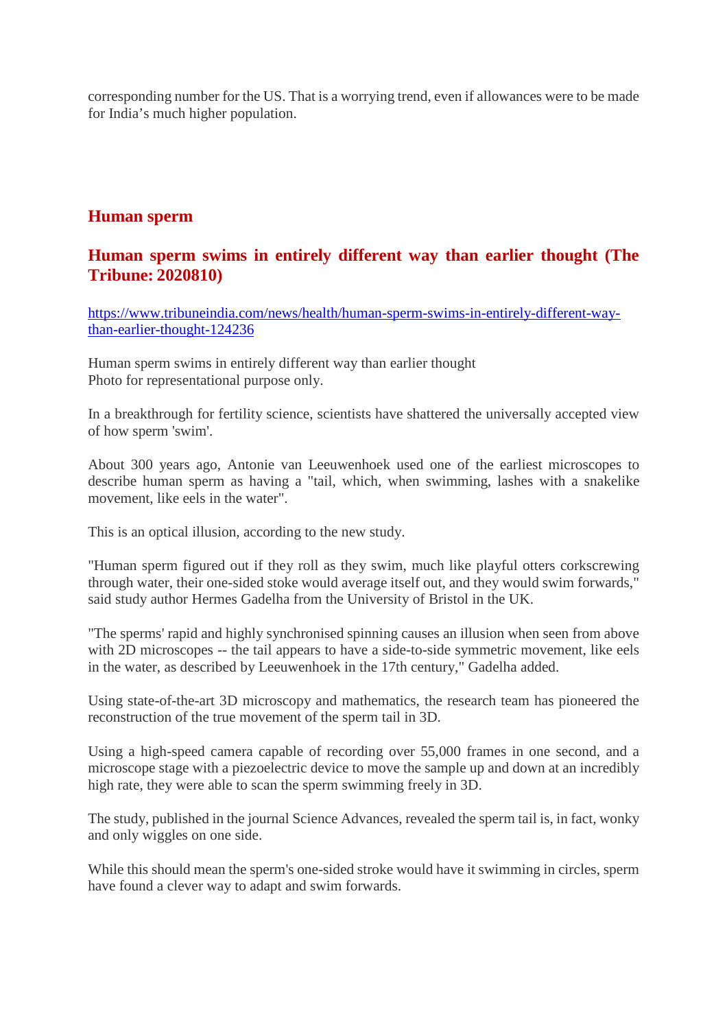corresponding number for the US. That is a worrying trend, even if allowances were to be made for India's much higher population.

## Human sperm

### Human sperm swims in entirely different way than earlier thought (The Tribune: 2020810)

https://www.tribuneindia.com/news/health/human-sperm-swims-in-entirely-different-way-than-earlier-thought-124236

Human sperm swims in entirely different way than earlier thought
Photo for representational purpose only.

In a breakthrough for fertility science, scientists have shattered the universally accepted view of how sperm 'swim'.

About 300 years ago, Antonie van Leeuwenhoek used one of the earliest microscopes to describe human sperm as having a "tail, which, when swimming, lashes with a snakelike movement, like eels in the water".

This is an optical illusion, according to the new study.

"Human sperm figured out if they roll as they swim, much like playful otters corkscrewing through water, their one-sided stoke would average itself out, and they would swim forwards," said study author Hermes Gadelha from the University of Bristol in the UK.

"The sperms' rapid and highly synchronised spinning causes an illusion when seen from above with 2D microscopes -- the tail appears to have a side-to-side symmetric movement, like eels in the water, as described by Leeuwenhoek in the 17th century," Gadelha added.

Using state-of-the-art 3D microscopy and mathematics, the research team has pioneered the reconstruction of the true movement of the sperm tail in 3D.

Using a high-speed camera capable of recording over 55,000 frames in one second, and a microscope stage with a piezoelectric device to move the sample up and down at an incredibly high rate, they were able to scan the sperm swimming freely in 3D.

The study, published in the journal Science Advances, revealed the sperm tail is, in fact, wonky and only wiggles on one side.

While this should mean the sperm's one-sided stroke would have it swimming in circles, sperm have found a clever way to adapt and swim forwards.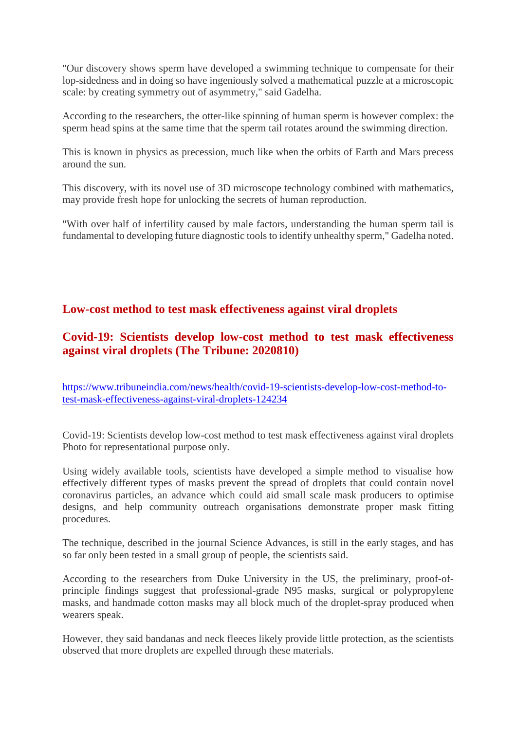"Our discovery shows sperm have developed a swimming technique to compensate for their lop-sidedness and in doing so have ingeniously solved a mathematical puzzle at a microscopic scale: by creating symmetry out of asymmetry," said Gadelha.

According to the researchers, the otter-like spinning of human sperm is however complex: the sperm head spins at the same time that the sperm tail rotates around the swimming direction.

This is known in physics as precession, much like when the orbits of Earth and Mars precess around the sun.

This discovery, with its novel use of 3D microscope technology combined with mathematics, may provide fresh hope for unlocking the secrets of human reproduction.

"With over half of infertility caused by male factors, understanding the human sperm tail is fundamental to developing future diagnostic tools to identify unhealthy sperm," Gadelha noted.

## Low-cost method to test mask effectiveness against viral droplets

## Covid-19: Scientists develop low-cost method to test mask effectiveness against viral droplets (The Tribune: 2020810)

https://www.tribuneindia.com/news/health/covid-19-scientists-develop-low-cost-method-to-test-mask-effectiveness-against-viral-droplets-124234

Covid-19: Scientists develop low-cost method to test mask effectiveness against viral droplets Photo for representational purpose only.

Using widely available tools, scientists have developed a simple method to visualise how effectively different types of masks prevent the spread of droplets that could contain novel coronavirus particles, an advance which could aid small scale mask producers to optimise designs, and help community outreach organisations demonstrate proper mask fitting procedures.

The technique, described in the journal Science Advances, is still in the early stages, and has so far only been tested in a small group of people, the scientists said.

According to the researchers from Duke University in the US, the preliminary, proof-of-principle findings suggest that professional-grade N95 masks, surgical or polypropylene masks, and handmade cotton masks may all block much of the droplet-spray produced when wearers speak.

However, they said bandanas and neck fleeces likely provide little protection, as the scientists observed that more droplets are expelled through these materials.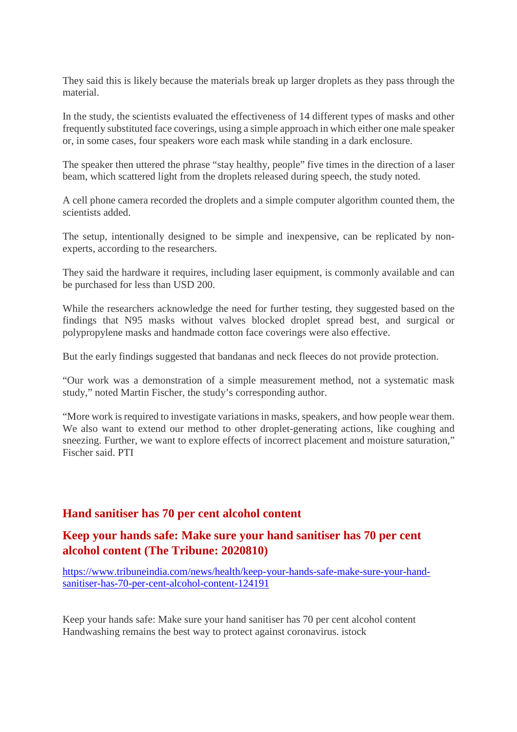They said this is likely because the materials break up larger droplets as they pass through the material.

In the study, the scientists evaluated the effectiveness of 14 different types of masks and other frequently substituted face coverings, using a simple approach in which either one male speaker or, in some cases, four speakers wore each mask while standing in a dark enclosure.

The speaker then uttered the phrase "stay healthy, people" five times in the direction of a laser beam, which scattered light from the droplets released during speech, the study noted.

A cell phone camera recorded the droplets and a simple computer algorithm counted them, the scientists added.

The setup, intentionally designed to be simple and inexpensive, can be replicated by non-experts, according to the researchers.

They said the hardware it requires, including laser equipment, is commonly available and can be purchased for less than USD 200.

While the researchers acknowledge the need for further testing, they suggested based on the findings that N95 masks without valves blocked droplet spread best, and surgical or polypropylene masks and handmade cotton face coverings were also effective.

But the early findings suggested that bandanas and neck fleeces do not provide protection.

"Our work was a demonstration of a simple measurement method, not a systematic mask study," noted Martin Fischer, the study's corresponding author.

"More work is required to investigate variations in masks, speakers, and how people wear them. We also want to extend our method to other droplet-generating actions, like coughing and sneezing. Further, we want to explore effects of incorrect placement and moisture saturation," Fischer said. PTI

## Hand sanitiser has 70 per cent alcohol content

## Keep your hands safe: Make sure your hand sanitiser has 70 per cent alcohol content (The Tribune: 2020810)

https://www.tribuneindia.com/news/health/keep-your-hands-safe-make-sure-your-hand-sanitiser-has-70-per-cent-alcohol-content-124191

Keep your hands safe: Make sure your hand sanitiser has 70 per cent alcohol content
Handwashing remains the best way to protect against coronavirus. istock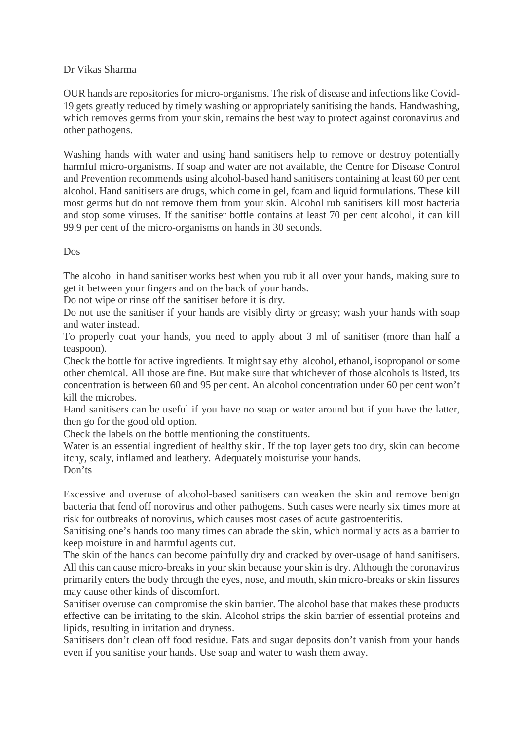Dr Vikas Sharma

OUR hands are repositories for micro-organisms. The risk of disease and infections like Covid-19 gets greatly reduced by timely washing or appropriately sanitising the hands. Handwashing, which removes germs from your skin, remains the best way to protect against coronavirus and other pathogens.

Washing hands with water and using hand sanitisers help to remove or destroy potentially harmful micro-organisms. If soap and water are not available, the Centre for Disease Control and Prevention recommends using alcohol-based hand sanitisers containing at least 60 per cent alcohol. Hand sanitisers are drugs, which come in gel, foam and liquid formulations. These kill most germs but do not remove them from your skin. Alcohol rub sanitisers kill most bacteria and stop some viruses. If the sanitiser bottle contains at least 70 per cent alcohol, it can kill 99.9 per cent of the micro-organisms on hands in 30 seconds.

## Dos

The alcohol in hand sanitiser works best when you rub it all over your hands, making sure to get it between your fingers and on the back of your hands.

Do not wipe or rinse off the sanitiser before it is dry.

Do not use the sanitiser if your hands are visibly dirty or greasy; wash your hands with soap and water instead.

To properly coat your hands, you need to apply about 3 ml of sanitiser (more than half a teaspoon).

Check the bottle for active ingredients. It might say ethyl alcohol, ethanol, isopropanol or some other chemical. All those are fine. But make sure that whichever of those alcohols is listed, its concentration is between 60 and 95 per cent. An alcohol concentration under 60 per cent won't kill the microbes.

Hand sanitisers can be useful if you have no soap or water around but if you have the latter, then go for the good old option.

Check the labels on the bottle mentioning the constituents.

Water is an essential ingredient of healthy skin. If the top layer gets too dry, skin can become itchy, scaly, inflamed and leathery. Adequately moisturise your hands.

## Don'ts

Excessive and overuse of alcohol-based sanitisers can weaken the skin and remove benign bacteria that fend off norovirus and other pathogens. Such cases were nearly six times more at risk for outbreaks of norovirus, which causes most cases of acute gastroenteritis.

Sanitising one's hands too many times can abrade the skin, which normally acts as a barrier to keep moisture in and harmful agents out.

The skin of the hands can become painfully dry and cracked by over-usage of hand sanitisers. All this can cause micro-breaks in your skin because your skin is dry. Although the coronavirus primarily enters the body through the eyes, nose, and mouth, skin micro-breaks or skin fissures may cause other kinds of discomfort.

Sanitiser overuse can compromise the skin barrier. The alcohol base that makes these products effective can be irritating to the skin. Alcohol strips the skin barrier of essential proteins and lipids, resulting in irritation and dryness.

Sanitisers don't clean off food residue. Fats and sugar deposits don't vanish from your hands even if you sanitise your hands. Use soap and water to wash them away.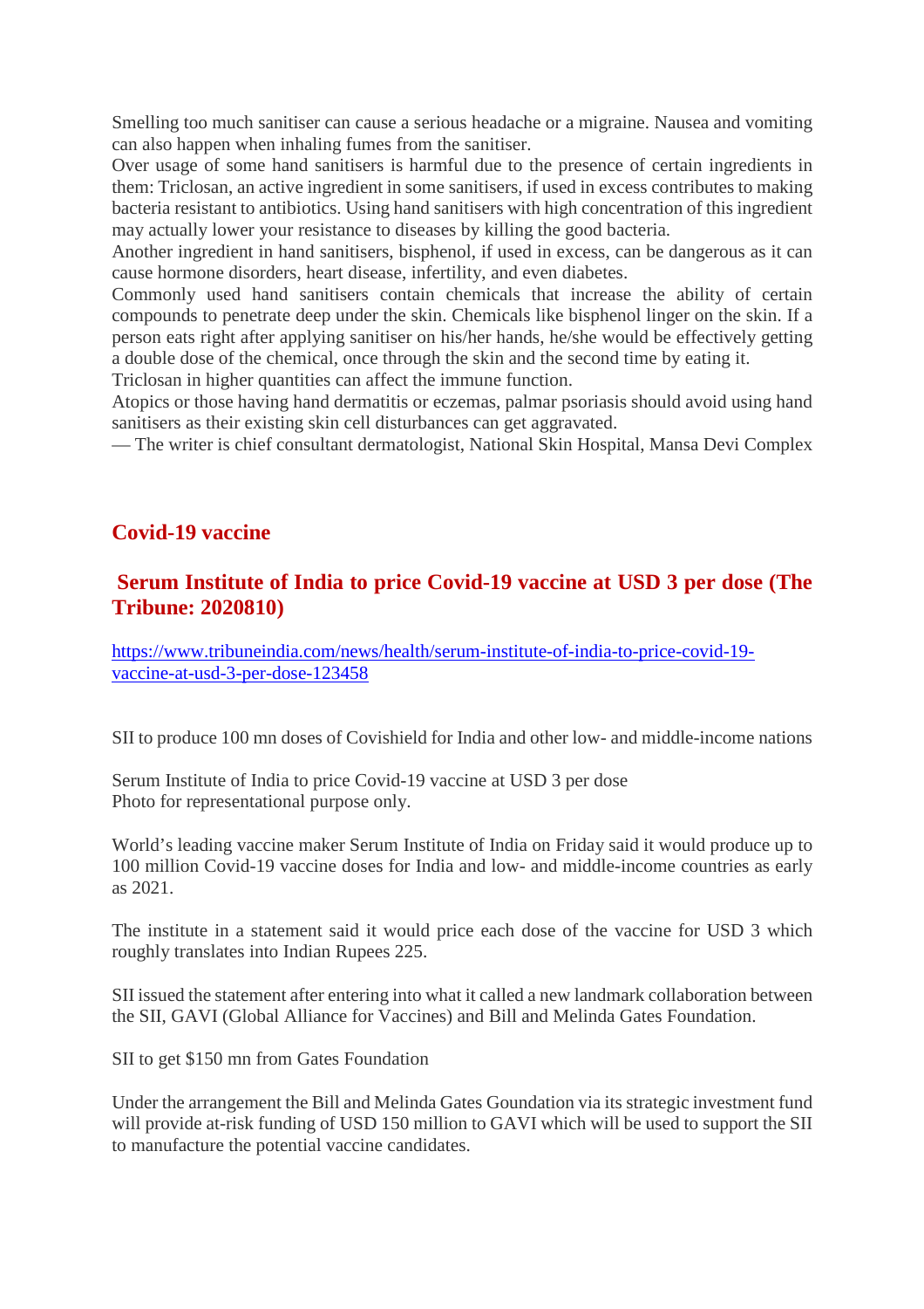Smelling too much sanitiser can cause a serious headache or a migraine. Nausea and vomiting can also happen when inhaling fumes from the sanitiser.
Over usage of some hand sanitisers is harmful due to the presence of certain ingredients in them: Triclosan, an active ingredient in some sanitisers, if used in excess contributes to making bacteria resistant to antibiotics. Using hand sanitisers with high concentration of this ingredient may actually lower your resistance to diseases by killing the good bacteria.
Another ingredient in hand sanitisers, bisphenol, if used in excess, can be dangerous as it can cause hormone disorders, heart disease, infertility, and even diabetes.
Commonly used hand sanitisers contain chemicals that increase the ability of certain compounds to penetrate deep under the skin. Chemicals like bisphenol linger on the skin. If a person eats right after applying sanitiser on his/her hands, he/she would be effectively getting a double dose of the chemical, once through the skin and the second time by eating it.
Triclosan in higher quantities can affect the immune function.
Atopics or those having hand dermatitis or eczemas, palmar psoriasis should avoid using hand sanitisers as their existing skin cell disturbances can get aggravated.
— The writer is chief consultant dermatologist, National Skin Hospital, Mansa Devi Complex

## Covid-19 vaccine

## Serum Institute of India to price Covid-19 vaccine at USD 3 per dose (The Tribune: 2020810)

https://www.tribuneindia.com/news/health/serum-institute-of-india-to-price-covid-19-vaccine-at-usd-3-per-dose-123458

SII to produce 100 mn doses of Covishield for India and other low- and middle-income nations

Serum Institute of India to price Covid-19 vaccine at USD 3 per dose
Photo for representational purpose only.

World's leading vaccine maker Serum Institute of India on Friday said it would produce up to 100 million Covid-19 vaccine doses for India and low- and middle-income countries as early as 2021.

The institute in a statement said it would price each dose of the vaccine for USD 3 which roughly translates into Indian Rupees 225.

SII issued the statement after entering into what it called a new landmark collaboration between the SII, GAVI (Global Alliance for Vaccines) and Bill and Melinda Gates Foundation.

SII to get $150 mn from Gates Foundation

Under the arrangement the Bill and Melinda Gates Goundation via its strategic investment fund will provide at-risk funding of USD 150 million to GAVI which will be used to support the SII to manufacture the potential vaccine candidates.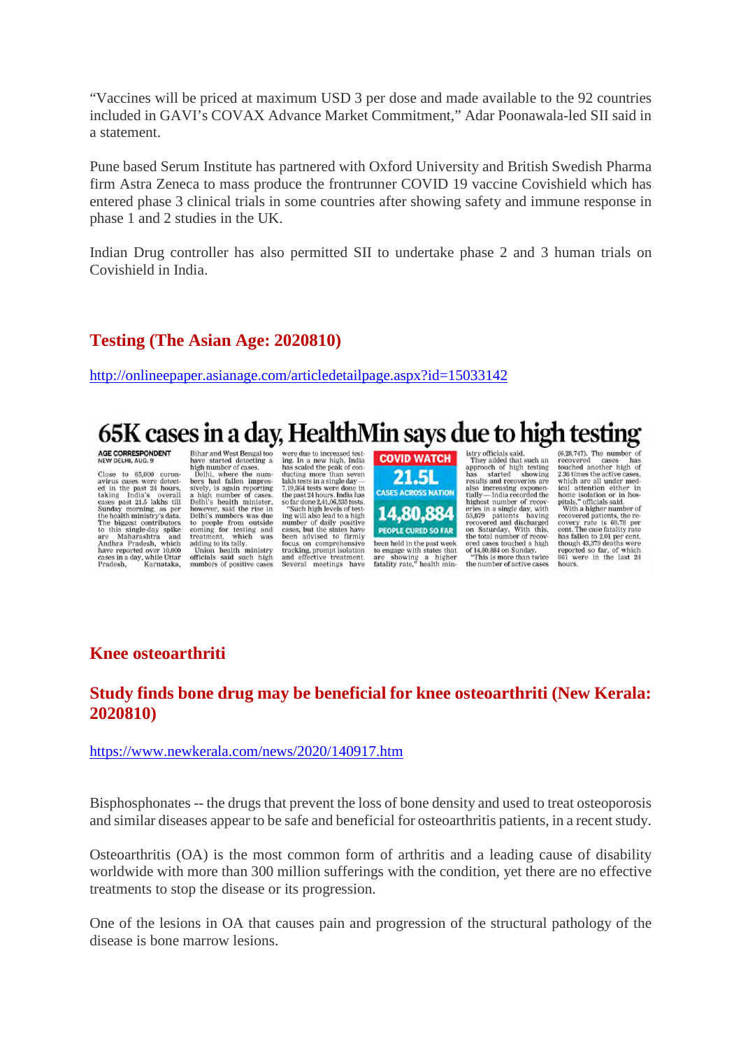"Vaccines will be priced at maximum USD 3 per dose and made available to the 92 countries included in GAVI's COVAX Advance Market Commitment," Adar Poonawala-led SII said in a statement.

Pune based Serum Institute has partnered with Oxford University and British Swedish Pharma firm Astra Zeneca to mass produce the frontrunner COVID 19 vaccine Covishield which has entered phase 3 clinical trials in some countries after showing safety and immune response in phase 1 and 2 studies in the UK.

Indian Drug controller has also permitted SII to undertake phase 2 and 3 human trials on Covishield in India.

## Testing (The Asian Age: 2020810)

http://onlineepaper.asianage.com/articledetailpage.aspx?id=15033142

# 65K cases in a day, HealthMin says due to high testing

AGE CORRESPONDENT
NEW DELHI, AUG. 9

Close to 65,000 coronavirus cases were detected in the past 24 hours, taking India's overall cases past 21.5 lakhs till Sunday morning, as per the health ministry's data. The biggest contributors to this single-day spike are Maharashtra and Andhra Pradesh, which have reported over 10,000 cases in a day, while Uttar Pradesh, Karnataka, Bihar and West Bengal too have started detecting a high number of cases.

Delhi, where the numbers had fallen impressively, is again reporting a high number of cases. Delhi's health minister, however, said the rise in Delhi's numbers was due to people from outside coming for testing and treatment, which was adding to its tally.

Union health ministry officials said such high numbers of positive cases were due to increased testing. In a new high, India has scaled the peak of conducting more than seven lakh tests in a single day — 7,19,364 tests were done in the past 24 hours. India has so far done 2,41,06,535 tests.

"Such high levels of testing will also lead to a high number of daily positive cases, but the states have been advised to firmly focus on comprehensive tracking, prompt isolation and effective treatment. Several meetings have been held in the past week to engage with states that are showing a higher fatality rate," health ministry officials said.

They added that such an approach of high testing has started showing results and recoveries are also increasing exponentially — India recorded the highest number of recoveries in a single day, with 53,879 patients having recovered and discharged on Saturday. With this, the total number of recovered cases touched a high of 14,80,884 on Sunday.

"This is more than twice the number of active cases (6,28,747). The number of recovered cases has touched another high of 2.36 times the active cases, which are all under medical attention either in home isolation or in hospitals," officials said.

With a higher number of recovered patients, the recovery rate is 68.78 per cent. The case fatality rate has fallen to 2.01 per cent, though 43,379 deaths were reported so far, of which 861 were in the last 24 hours.

**COVID WATCH**
**21.5L** CASES ACROSS NATION
**14,80,884** PEOPLE CURED SO FAR

## Knee osteoarthriti

## Study finds bone drug may be beneficial for knee osteoarthriti (New Kerala: 2020810)

https://www.newkerala.com/news/2020/140917.htm

Bisphosphonates -- the drugs that prevent the loss of bone density and used to treat osteoporosis and similar diseases appear to be safe and beneficial for osteoarthritis patients, in a recent study.

Osteoarthritis (OA) is the most common form of arthritis and a leading cause of disability worldwide with more than 300 million sufferings with the condition, yet there are no effective treatments to stop the disease or its progression.

One of the lesions in OA that causes pain and progression of the structural pathology of the disease is bone marrow lesions.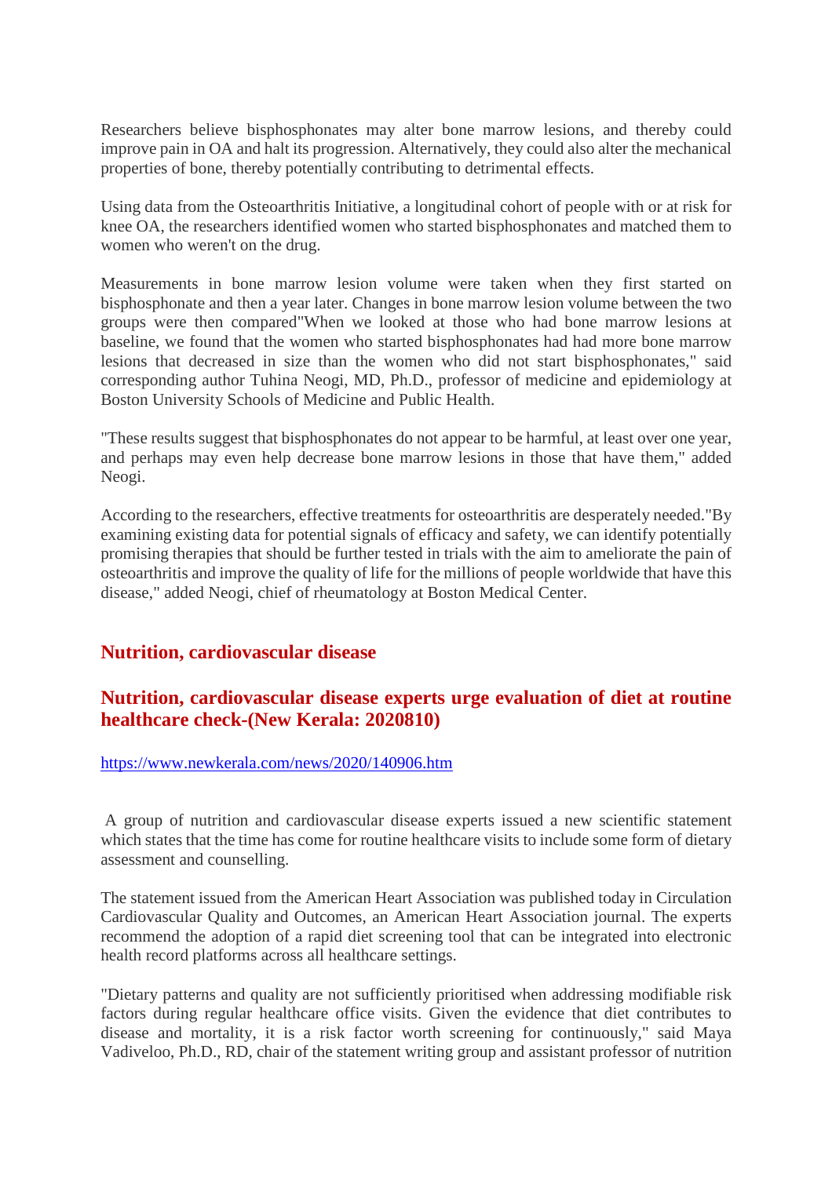Researchers believe bisphosphonates may alter bone marrow lesions, and thereby could improve pain in OA and halt its progression. Alternatively, they could also alter the mechanical properties of bone, thereby potentially contributing to detrimental effects.

Using data from the Osteoarthritis Initiative, a longitudinal cohort of people with or at risk for knee OA, the researchers identified women who started bisphosphonates and matched them to women who weren't on the drug.

Measurements in bone marrow lesion volume were taken when they first started on bisphosphonate and then a year later. Changes in bone marrow lesion volume between the two groups were then compared"When we looked at those who had bone marrow lesions at baseline, we found that the women who started bisphosphonates had had more bone marrow lesions that decreased in size than the women who did not start bisphosphonates," said corresponding author Tuhina Neogi, MD, Ph.D., professor of medicine and epidemiology at Boston University Schools of Medicine and Public Health.

"These results suggest that bisphosphonates do not appear to be harmful, at least over one year, and perhaps may even help decrease bone marrow lesions in those that have them," added Neogi.

According to the researchers, effective treatments for osteoarthritis are desperately needed."By examining existing data for potential signals of efficacy and safety, we can identify potentially promising therapies that should be further tested in trials with the aim to ameliorate the pain of osteoarthritis and improve the quality of life for the millions of people worldwide that have this disease," added Neogi, chief of rheumatology at Boston Medical Center.

## Nutrition, cardiovascular disease

## Nutrition, cardiovascular disease experts urge evaluation of diet at routine healthcare check-(New Kerala: 2020810)

https://www.newkerala.com/news/2020/140906.htm

A group of nutrition and cardiovascular disease experts issued a new scientific statement which states that the time has come for routine healthcare visits to include some form of dietary assessment and counselling.

The statement issued from the American Heart Association was published today in Circulation Cardiovascular Quality and Outcomes, an American Heart Association journal. The experts recommend the adoption of a rapid diet screening tool that can be integrated into electronic health record platforms across all healthcare settings.

"Dietary patterns and quality are not sufficiently prioritised when addressing modifiable risk factors during regular healthcare office visits. Given the evidence that diet contributes to disease and mortality, it is a risk factor worth screening for continuously," said Maya Vadiveloo, Ph.D., RD, chair of the statement writing group and assistant professor of nutrition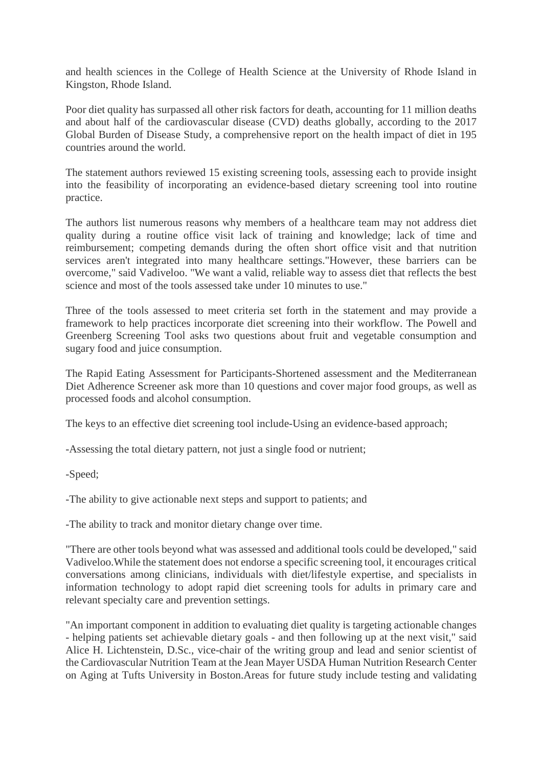and health sciences in the College of Health Science at the University of Rhode Island in Kingston, Rhode Island.

Poor diet quality has surpassed all other risk factors for death, accounting for 11 million deaths and about half of the cardiovascular disease (CVD) deaths globally, according to the 2017 Global Burden of Disease Study, a comprehensive report on the health impact of diet in 195 countries around the world.

The statement authors reviewed 15 existing screening tools, assessing each to provide insight into the feasibility of incorporating an evidence-based dietary screening tool into routine practice.

The authors list numerous reasons why members of a healthcare team may not address diet quality during a routine office visit lack of training and knowledge; lack of time and reimbursement; competing demands during the often short office visit and that nutrition services aren't integrated into many healthcare settings."However, these barriers can be overcome," said Vadiveloo. "We want a valid, reliable way to assess diet that reflects the best science and most of the tools assessed take under 10 minutes to use."

Three of the tools assessed to meet criteria set forth in the statement and may provide a framework to help practices incorporate diet screening into their workflow. The Powell and Greenberg Screening Tool asks two questions about fruit and vegetable consumption and sugary food and juice consumption.

The Rapid Eating Assessment for Participants-Shortened assessment and the Mediterranean Diet Adherence Screener ask more than 10 questions and cover major food groups, as well as processed foods and alcohol consumption.

The keys to an effective diet screening tool include-Using an evidence-based approach;

-Assessing the total dietary pattern, not just a single food or nutrient;

-Speed;

-The ability to give actionable next steps and support to patients; and

-The ability to track and monitor dietary change over time.

"There are other tools beyond what was assessed and additional tools could be developed," said Vadiveloo.While the statement does not endorse a specific screening tool, it encourages critical conversations among clinicians, individuals with diet/lifestyle expertise, and specialists in information technology to adopt rapid diet screening tools for adults in primary care and relevant specialty care and prevention settings.

"An important component in addition to evaluating diet quality is targeting actionable changes - helping patients set achievable dietary goals - and then following up at the next visit," said Alice H. Lichtenstein, D.Sc., vice-chair of the writing group and lead and senior scientist of the Cardiovascular Nutrition Team at the Jean Mayer USDA Human Nutrition Research Center on Aging at Tufts University in Boston.Areas for future study include testing and validating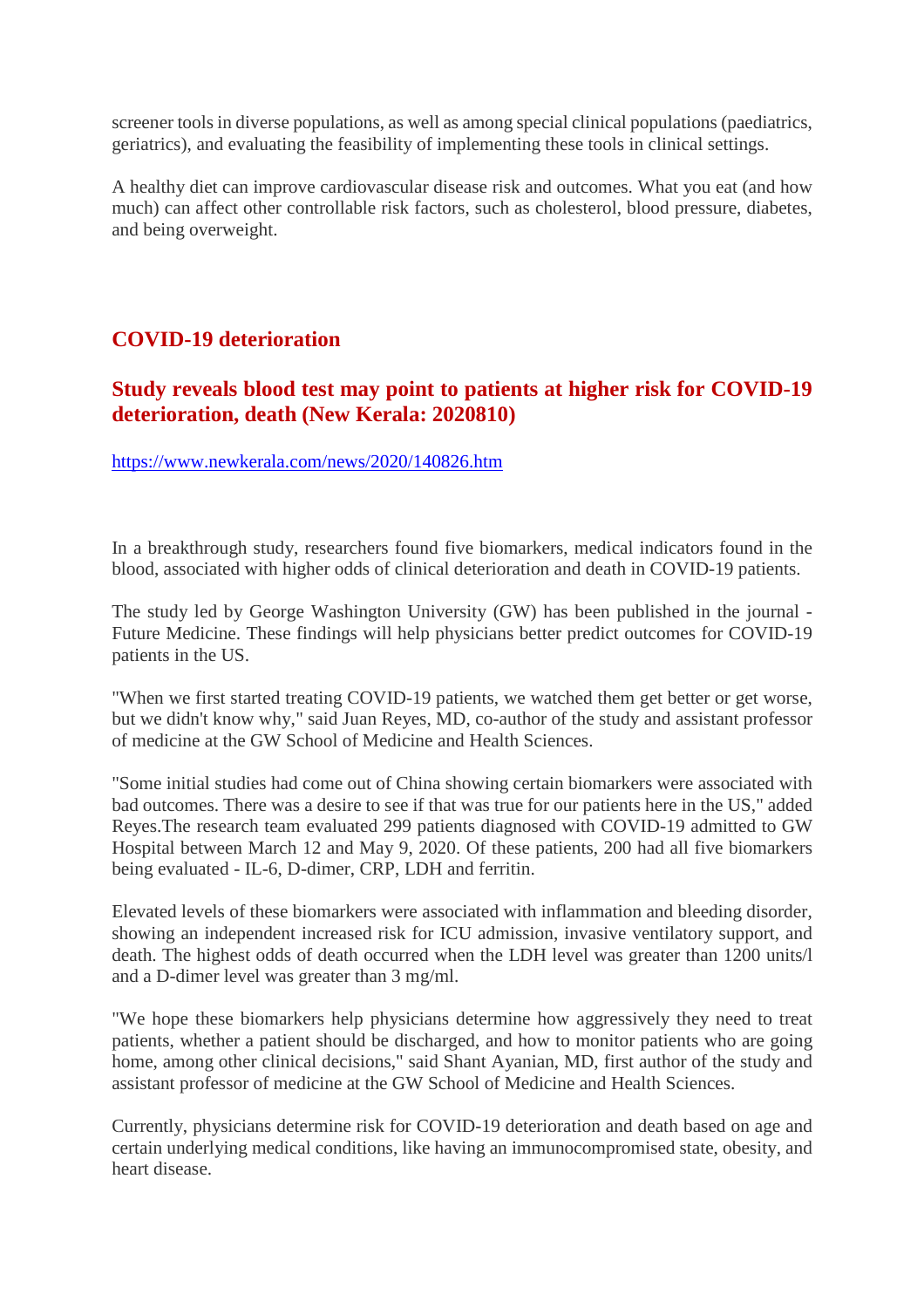screener tools in diverse populations, as well as among special clinical populations (paediatrics, geriatrics), and evaluating the feasibility of implementing these tools in clinical settings.

A healthy diet can improve cardiovascular disease risk and outcomes. What you eat (and how much) can affect other controllable risk factors, such as cholesterol, blood pressure, diabetes, and being overweight.

## COVID-19 deterioration

### Study reveals blood test may point to patients at higher risk for COVID-19 deterioration, death (New Kerala: 2020810)

https://www.newkerala.com/news/2020/140826.htm

In a breakthrough study, researchers found five biomarkers, medical indicators found in the blood, associated with higher odds of clinical deterioration and death in COVID-19 patients.

The study led by George Washington University (GW) has been published in the journal - Future Medicine. These findings will help physicians better predict outcomes for COVID-19 patients in the US.

"When we first started treating COVID-19 patients, we watched them get better or get worse, but we didn't know why," said Juan Reyes, MD, co-author of the study and assistant professor of medicine at the GW School of Medicine and Health Sciences.

"Some initial studies had come out of China showing certain biomarkers were associated with bad outcomes. There was a desire to see if that was true for our patients here in the US," added Reyes.The research team evaluated 299 patients diagnosed with COVID-19 admitted to GW Hospital between March 12 and May 9, 2020. Of these patients, 200 had all five biomarkers being evaluated - IL-6, D-dimer, CRP, LDH and ferritin.

Elevated levels of these biomarkers were associated with inflammation and bleeding disorder, showing an independent increased risk for ICU admission, invasive ventilatory support, and death. The highest odds of death occurred when the LDH level was greater than 1200 units/l and a D-dimer level was greater than 3 mg/ml.

"We hope these biomarkers help physicians determine how aggressively they need to treat patients, whether a patient should be discharged, and how to monitor patients who are going home, among other clinical decisions," said Shant Ayanian, MD, first author of the study and assistant professor of medicine at the GW School of Medicine and Health Sciences.

Currently, physicians determine risk for COVID-19 deterioration and death based on age and certain underlying medical conditions, like having an immunocompromised state, obesity, and heart disease.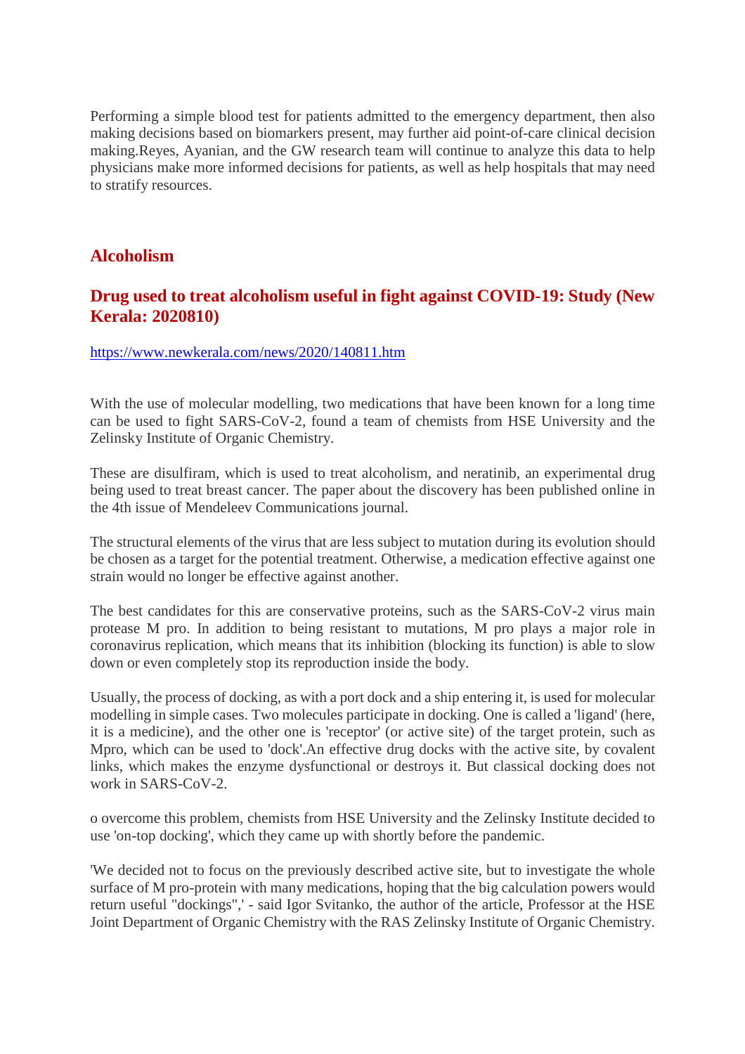Performing a simple blood test for patients admitted to the emergency department, then also making decisions based on biomarkers present, may further aid point-of-care clinical decision making.Reyes, Ayanian, and the GW research team will continue to analyze this data to help physicians make more informed decisions for patients, as well as help hospitals that may need to stratify resources.

## Alcoholism

### Drug used to treat alcoholism useful in fight against COVID-19: Study (New Kerala: 2020810)

https://www.newkerala.com/news/2020/140811.htm

With the use of molecular modelling, two medications that have been known for a long time can be used to fight SARS-CoV-2, found a team of chemists from HSE University and the Zelinsky Institute of Organic Chemistry.

These are disulfiram, which is used to treat alcoholism, and neratinib, an experimental drug being used to treat breast cancer. The paper about the discovery has been published online in the 4th issue of Mendeleev Communications journal.

The structural elements of the virus that are less subject to mutation during its evolution should be chosen as a target for the potential treatment. Otherwise, a medication effective against one strain would no longer be effective against another.

The best candidates for this are conservative proteins, such as the SARS-CoV-2 virus main protease M pro. In addition to being resistant to mutations, M pro plays a major role in coronavirus replication, which means that its inhibition (blocking its function) is able to slow down or even completely stop its reproduction inside the body.

Usually, the process of docking, as with a port dock and a ship entering it, is used for molecular modelling in simple cases. Two molecules participate in docking. One is called a 'ligand' (here, it is a medicine), and the other one is 'receptor' (or active site) of the target protein, such as Mpro, which can be used to 'dock'.An effective drug docks with the active site, by covalent links, which makes the enzyme dysfunctional or destroys it. But classical docking does not work in SARS-CoV-2.

o overcome this problem, chemists from HSE University and the Zelinsky Institute decided to use 'on-top docking', which they came up with shortly before the pandemic.

'We decided not to focus on the previously described active site, but to investigate the whole surface of M pro-protein with many medications, hoping that the big calculation powers would return useful "dockings",' - said Igor Svitanko, the author of the article, Professor at the HSE Joint Department of Organic Chemistry with the RAS Zelinsky Institute of Organic Chemistry.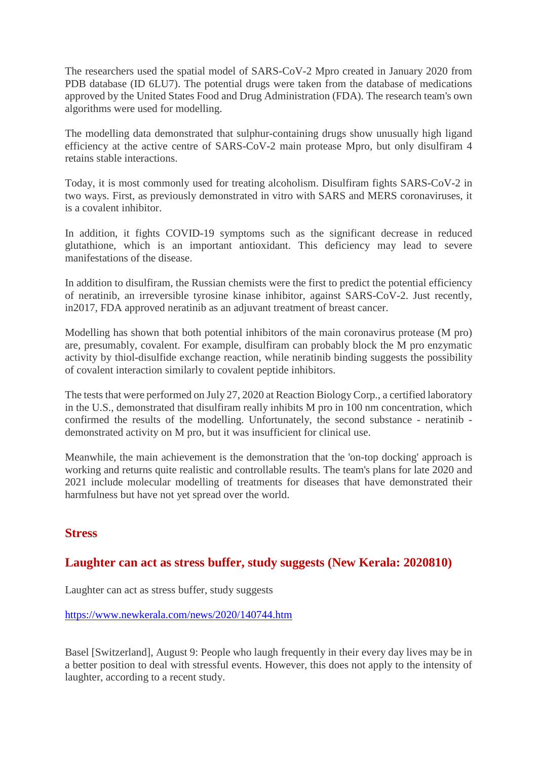The researchers used the spatial model of SARS-CoV-2 Mpro created in January 2020 from PDB database (ID 6LU7). The potential drugs were taken from the database of medications approved by the United States Food and Drug Administration (FDA). The research team's own algorithms were used for modelling.

The modelling data demonstrated that sulphur-containing drugs show unusually high ligand efficiency at the active centre of SARS-CoV-2 main protease Mpro, but only disulfiram 4 retains stable interactions.

Today, it is most commonly used for treating alcoholism. Disulfiram fights SARS-CoV-2 in two ways. First, as previously demonstrated in vitro with SARS and MERS coronaviruses, it is a covalent inhibitor.

In addition, it fights COVID-19 symptoms such as the significant decrease in reduced glutathione, which is an important antioxidant. This deficiency may lead to severe manifestations of the disease.

In addition to disulfiram, the Russian chemists were the first to predict the potential efficiency of neratinib, an irreversible tyrosine kinase inhibitor, against SARS-CoV-2. Just recently, in2017, FDA approved neratinib as an adjuvant treatment of breast cancer.

Modelling has shown that both potential inhibitors of the main coronavirus protease (M pro) are, presumably, covalent. For example, disulfiram can probably block the M pro enzymatic activity by thiol-disulfide exchange reaction, while neratinib binding suggests the possibility of covalent interaction similarly to covalent peptide inhibitors.

The tests that were performed on July 27, 2020 at Reaction Biology Corp., a certified laboratory in the U.S., demonstrated that disulfiram really inhibits M pro in 100 nm concentration, which confirmed the results of the modelling. Unfortunately, the second substance - neratinib - demonstrated activity on M pro, but it was insufficient for clinical use.

Meanwhile, the main achievement is the demonstration that the 'on-top docking' approach is working and returns quite realistic and controllable results. The team's plans for late 2020 and 2021 include molecular modelling of treatments for diseases that have demonstrated their harmfulness but have not yet spread over the world.

## Stress

### Laughter can act as stress buffer, study suggests (New Kerala: 2020810)

Laughter can act as stress buffer, study suggests

https://www.newkerala.com/news/2020/140744.htm

Basel [Switzerland], August 9: People who laugh frequently in their every day lives may be in a better position to deal with stressful events. However, this does not apply to the intensity of laughter, according to a recent study.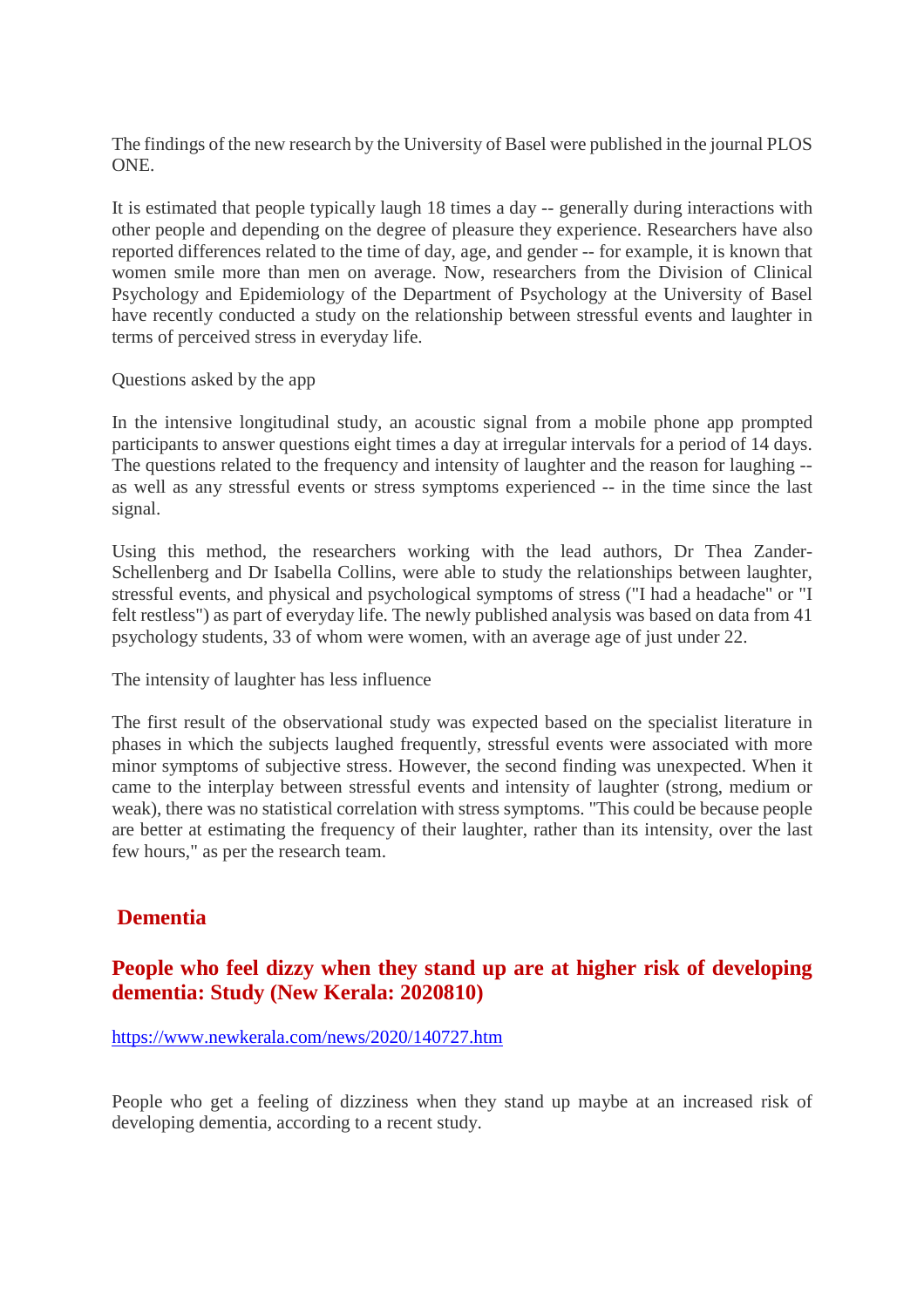The findings of the new research by the University of Basel were published in the journal PLOS ONE.

It is estimated that people typically laugh 18 times a day -- generally during interactions with other people and depending on the degree of pleasure they experience. Researchers have also reported differences related to the time of day, age, and gender -- for example, it is known that women smile more than men on average. Now, researchers from the Division of Clinical Psychology and Epidemiology of the Department of Psychology at the University of Basel have recently conducted a study on the relationship between stressful events and laughter in terms of perceived stress in everyday life.

Questions asked by the app

In the intensive longitudinal study, an acoustic signal from a mobile phone app prompted participants to answer questions eight times a day at irregular intervals for a period of 14 days. The questions related to the frequency and intensity of laughter and the reason for laughing -- as well as any stressful events or stress symptoms experienced -- in the time since the last signal.

Using this method, the researchers working with the lead authors, Dr Thea Zander-Schellenberg and Dr Isabella Collins, were able to study the relationships between laughter, stressful events, and physical and psychological symptoms of stress ("I had a headache" or "I felt restless") as part of everyday life. The newly published analysis was based on data from 41 psychology students, 33 of whom were women, with an average age of just under 22.

The intensity of laughter has less influence

The first result of the observational study was expected based on the specialist literature in phases in which the subjects laughed frequently, stressful events were associated with more minor symptoms of subjective stress. However, the second finding was unexpected. When it came to the interplay between stressful events and intensity of laughter (strong, medium or weak), there was no statistical correlation with stress symptoms. "This could be because people are better at estimating the frequency of their laughter, rather than its intensity, over the last few hours," as per the research team.

## Dementia

### People who feel dizzy when they stand up are at higher risk of developing dementia: Study (New Kerala: 2020810)

https://www.newkerala.com/news/2020/140727.htm

People who get a feeling of dizziness when they stand up maybe at an increased risk of developing dementia, according to a recent study.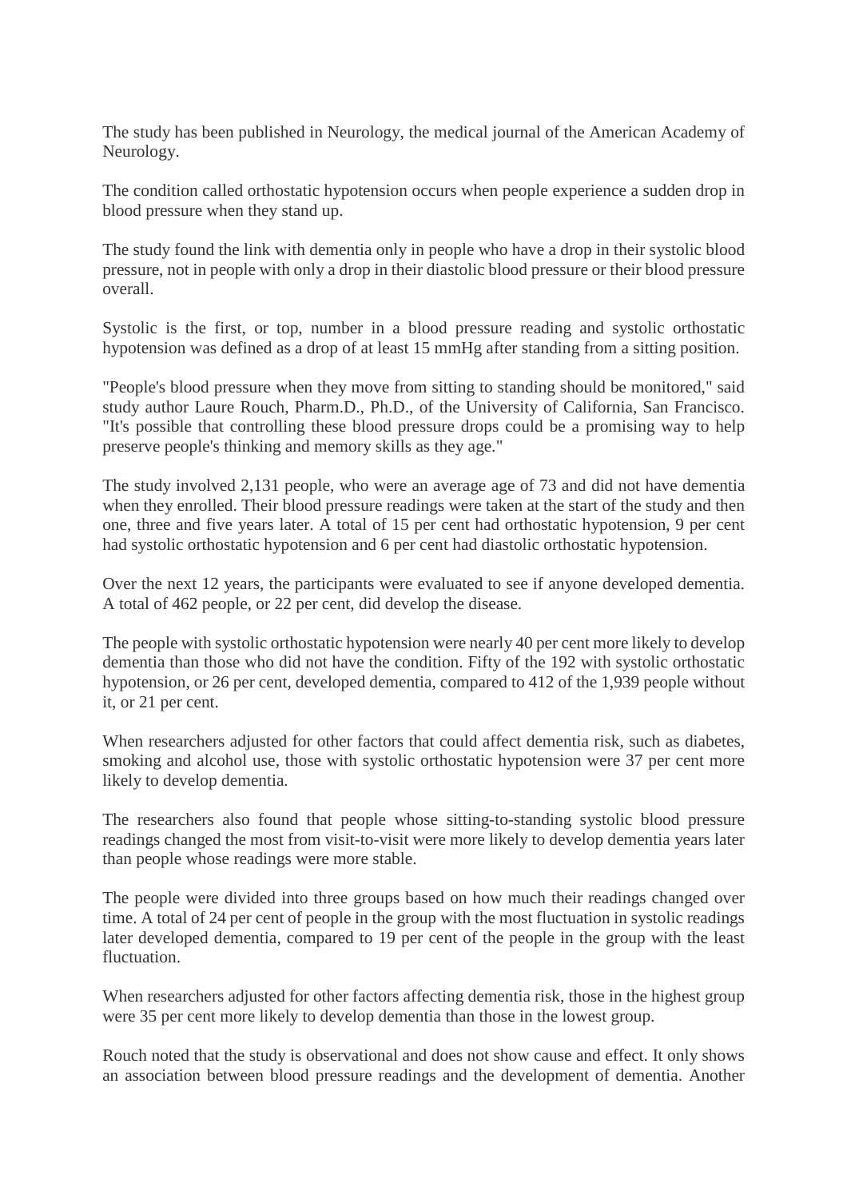The study has been published in Neurology, the medical journal of the American Academy of Neurology.

The condition called orthostatic hypotension occurs when people experience a sudden drop in blood pressure when they stand up.

The study found the link with dementia only in people who have a drop in their systolic blood pressure, not in people with only a drop in their diastolic blood pressure or their blood pressure overall.

Systolic is the first, or top, number in a blood pressure reading and systolic orthostatic hypotension was defined as a drop of at least 15 mmHg after standing from a sitting position.

"People's blood pressure when they move from sitting to standing should be monitored," said study author Laure Rouch, Pharm.D., Ph.D., of the University of California, San Francisco. "It's possible that controlling these blood pressure drops could be a promising way to help preserve people's thinking and memory skills as they age."

The study involved 2,131 people, who were an average age of 73 and did not have dementia when they enrolled. Their blood pressure readings were taken at the start of the study and then one, three and five years later. A total of 15 per cent had orthostatic hypotension, 9 per cent had systolic orthostatic hypotension and 6 per cent had diastolic orthostatic hypotension.

Over the next 12 years, the participants were evaluated to see if anyone developed dementia. A total of 462 people, or 22 per cent, did develop the disease.

The people with systolic orthostatic hypotension were nearly 40 per cent more likely to develop dementia than those who did not have the condition. Fifty of the 192 with systolic orthostatic hypotension, or 26 per cent, developed dementia, compared to 412 of the 1,939 people without it, or 21 per cent.

When researchers adjusted for other factors that could affect dementia risk, such as diabetes, smoking and alcohol use, those with systolic orthostatic hypotension were 37 per cent more likely to develop dementia.

The researchers also found that people whose sitting-to-standing systolic blood pressure readings changed the most from visit-to-visit were more likely to develop dementia years later than people whose readings were more stable.

The people were divided into three groups based on how much their readings changed over time. A total of 24 per cent of people in the group with the most fluctuation in systolic readings later developed dementia, compared to 19 per cent of the people in the group with the least fluctuation.

When researchers adjusted for other factors affecting dementia risk, those in the highest group were 35 per cent more likely to develop dementia than those in the lowest group.

Rouch noted that the study is observational and does not show cause and effect. It only shows an association between blood pressure readings and the development of dementia. Another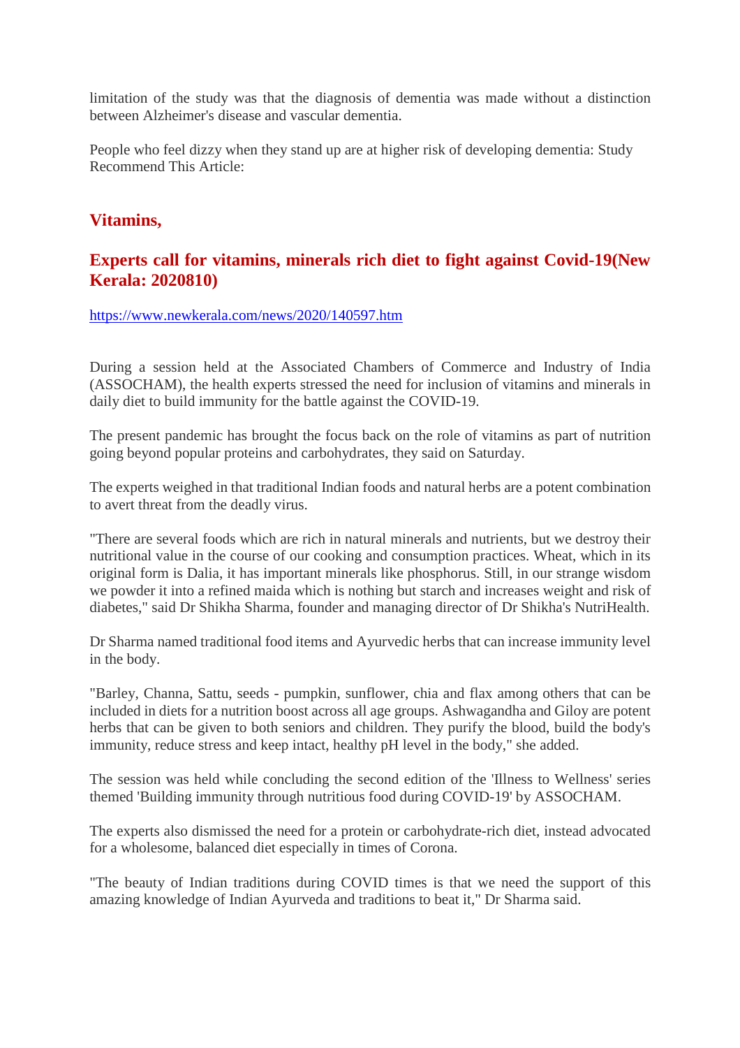limitation of the study was that the diagnosis of dementia was made without a distinction between Alzheimer's disease and vascular dementia.

People who feel dizzy when they stand up are at higher risk of developing dementia: Study
Recommend This Article:

## Vitamins,

## Experts call for vitamins, minerals rich diet to fight against Covid-19(New Kerala: 2020810)

https://www.newkerala.com/news/2020/140597.htm

During a session held at the Associated Chambers of Commerce and Industry of India (ASSOCHAM), the health experts stressed the need for inclusion of vitamins and minerals in daily diet to build immunity for the battle against the COVID-19.

The present pandemic has brought the focus back on the role of vitamins as part of nutrition going beyond popular proteins and carbohydrates, they said on Saturday.

The experts weighed in that traditional Indian foods and natural herbs are a potent combination to avert threat from the deadly virus.

"There are several foods which are rich in natural minerals and nutrients, but we destroy their nutritional value in the course of our cooking and consumption practices. Wheat, which in its original form is Dalia, it has important minerals like phosphorus. Still, in our strange wisdom we powder it into a refined maida which is nothing but starch and increases weight and risk of diabetes," said Dr Shikha Sharma, founder and managing director of Dr Shikha's NutriHealth.

Dr Sharma named traditional food items and Ayurvedic herbs that can increase immunity level in the body.

"Barley, Channa, Sattu, seeds - pumpkin, sunflower, chia and flax among others that can be included in diets for a nutrition boost across all age groups. Ashwagandha and Giloy are potent herbs that can be given to both seniors and children. They purify the blood, build the body's immunity, reduce stress and keep intact, healthy pH level in the body," she added.

The session was held while concluding the second edition of the 'Illness to Wellness' series themed 'Building immunity through nutritious food during COVID-19' by ASSOCHAM.

The experts also dismissed the need for a protein or carbohydrate-rich diet, instead advocated for a wholesome, balanced diet especially in times of Corona.

"The beauty of Indian traditions during COVID times is that we need the support of this amazing knowledge of Indian Ayurveda and traditions to beat it," Dr Sharma said.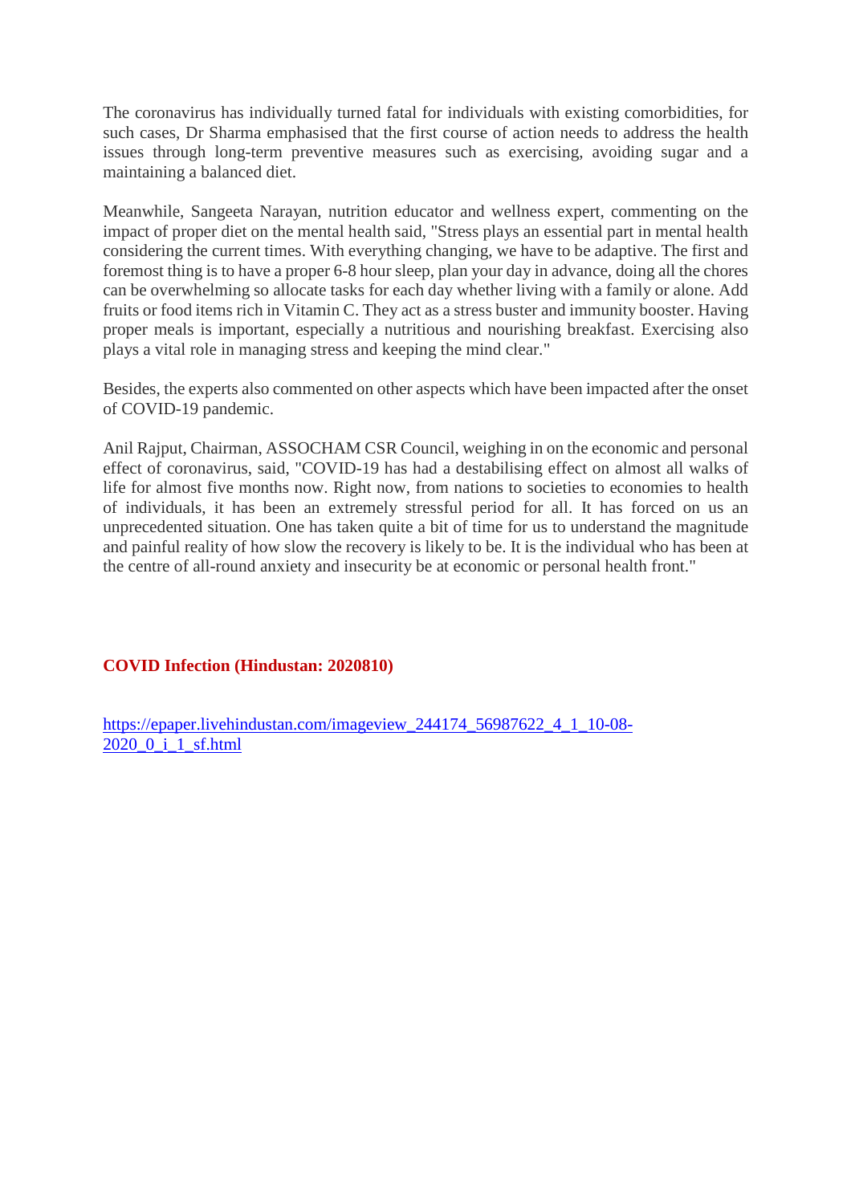The coronavirus has individually turned fatal for individuals with existing comorbidities, for such cases, Dr Sharma emphasised that the first course of action needs to address the health issues through long-term preventive measures such as exercising, avoiding sugar and a maintaining a balanced diet.

Meanwhile, Sangeeta Narayan, nutrition educator and wellness expert, commenting on the impact of proper diet on the mental health said, "Stress plays an essential part in mental health considering the current times. With everything changing, we have to be adaptive. The first and foremost thing is to have a proper 6-8 hour sleep, plan your day in advance, doing all the chores can be overwhelming so allocate tasks for each day whether living with a family or alone. Add fruits or food items rich in Vitamin C. They act as a stress buster and immunity booster. Having proper meals is important, especially a nutritious and nourishing breakfast. Exercising also plays a vital role in managing stress and keeping the mind clear."

Besides, the experts also commented on other aspects which have been impacted after the onset of COVID-19 pandemic.

Anil Rajput, Chairman, ASSOCHAM CSR Council, weighing in on the economic and personal effect of coronavirus, said, "COVID-19 has had a destabilising effect on almost all walks of life for almost five months now. Right now, from nations to societies to economies to health of individuals, it has been an extremely stressful period for all. It has forced on us an unprecedented situation. One has taken quite a bit of time for us to understand the magnitude and painful reality of how slow the recovery is likely to be. It is the individual who has been at the centre of all-round anxiety and insecurity be at economic or personal health front."

**COVID Infection (Hindustan: 2020810)**

https://epaper.livehindustan.com/imageview_244174_56987622_4_1_10-08-2020_0_i_1_sf.html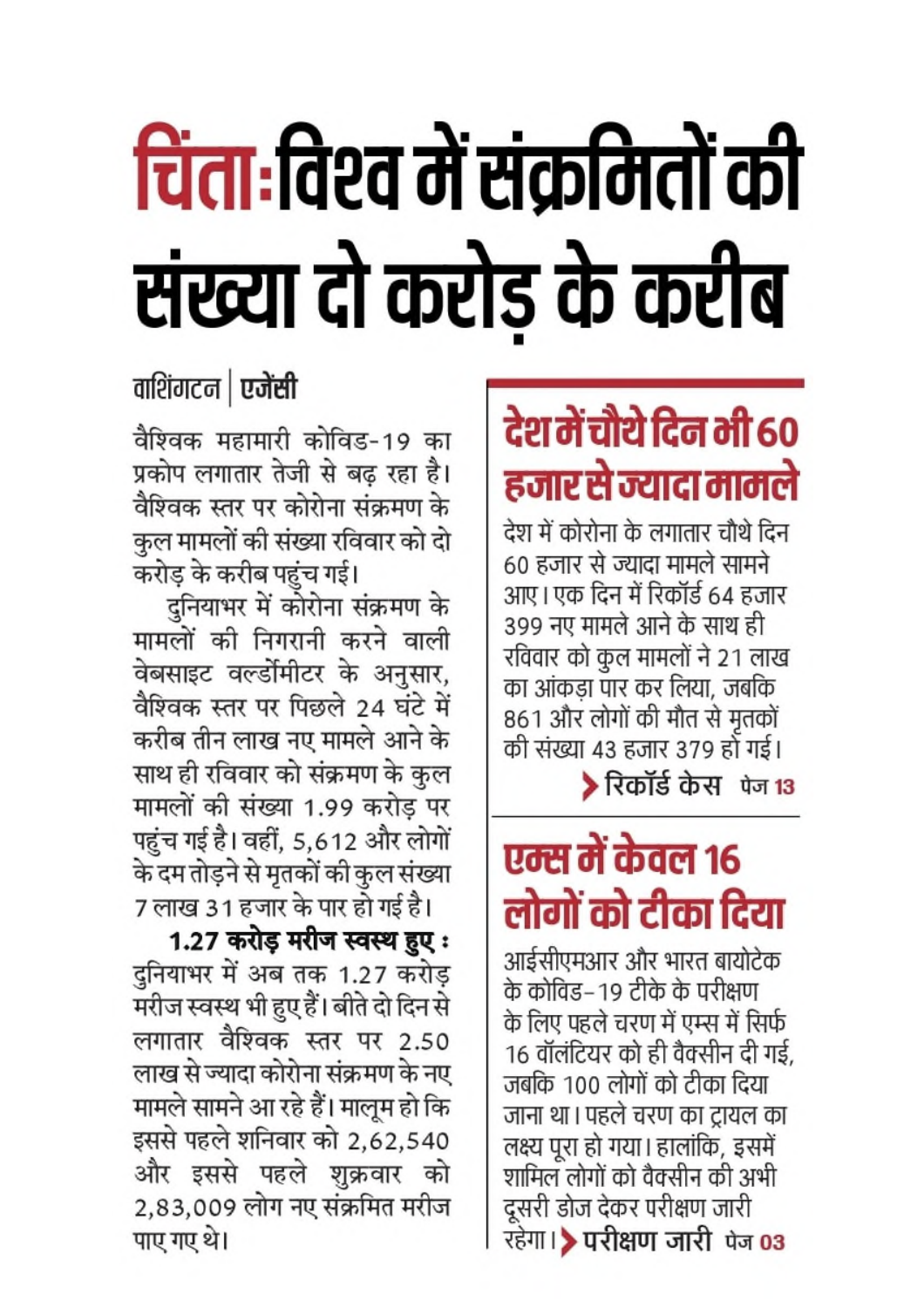# चिंता: विश्व में संक्रमितों की संख्या दो करोड़ के करीब

वाशिंगटन | एजेंसी

वैश्विक महामारी कोविड-19 का प्रकोप लगातार तेजी से बढ़ रहा है। वैश्विक स्तर पर कोरोना संक्रमण के कुल मामलों की संख्या रविवार को दो करोड़ के करीब पहुंच गई।

दुनियाभर में कोरोना संक्रमण के मामलों की निगरानी करने वाली वेबसाइट वर्ल्डोमीटर के अनुसार, वैश्विक स्तर पर पिछले 24 घंटे में करीब तीन लाख नए मामले आने के साथ ही रविवार को संक्रमण के कुल मामलों की संख्या 1.99 करोड़ पर पहुंच गई है। वहीं, 5,612 और लोगों के दम तोड़ने से मृतकों की कुल संख्या 7 लाख 31 हजार के पार हो गई है।

**1.27 करोड़ मरीज स्वस्थ हुए :** दुनियाभर में अब तक 1.27 करोड़ मरीज स्वस्थ भी हुए हैं। बीते दो दिन से लगातार वैश्विक स्तर पर 2.50 लाख से ज्यादा कोरोना संक्रमण के नए मामले सामने आ रहे हैं। मालूम हो कि इससे पहले शनिवार को 2,62,540 और इससे पहले शुक्रवार को 2,83,009 लोग नए संक्रमित मरीज पाए गए थे।

## देश में चौथे दिन भी 60 हजार से ज्यादा मामले

देश में कोरोना के लगातार चौथे दिन 60 हजार से ज्यादा मामले सामने आए। एक दिन में रिकॉर्ड 64 हजार 399 नए मामले आने के साथ ही रविवार को कुल मामलों ने 21 लाख का आंकड़ा पार कर लिया, जबकि 861 और लोगों की मौत से मृतकों की संख्या 43 हजार 379 हो गई।

> **रिकॉर्ड केस** पेज 13

## एम्स में केवल 16 लोगों को टीका दिया

आईसीएमआर और भारत बायोटेक के कोविड-19 टीके के परीक्षण के लिए पहले चरण में एम्स में सिर्फ 16 वॉलंटियर को ही वैक्सीन दी गई, जबकि 100 लोगों को टीका दिया जाना था। पहले चरण का ट्रायल का लक्ष्य पूरा हो गया। हालांकि, इसमें शामिल लोगों को वैक्सीन की अभी दूसरी डोज देकर परीक्षण जारी रहेगा। > **परीक्षण जारी** पेज 03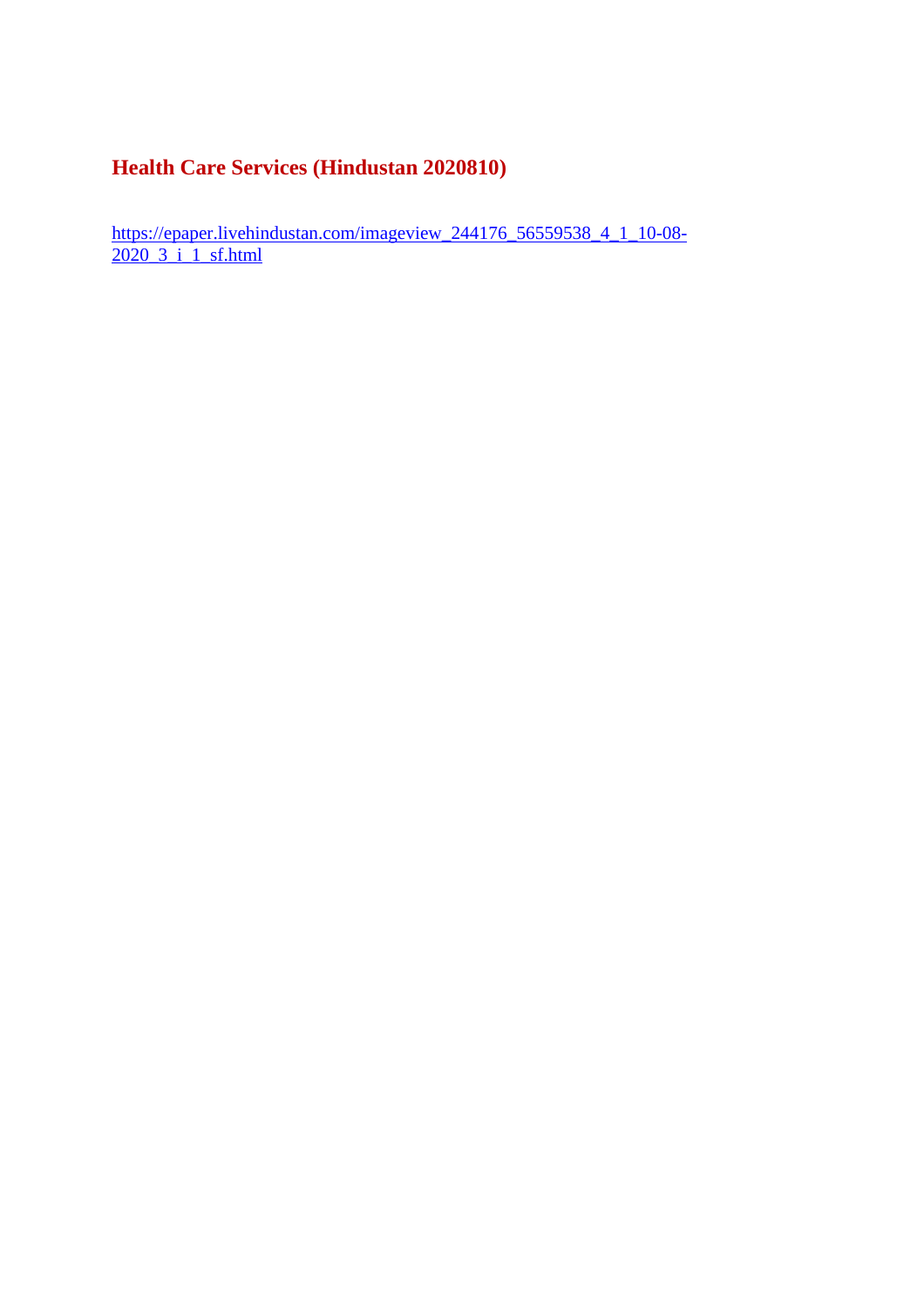## Health Care Services (Hindustan 2020810)

https://epaper.livehindustan.com/imageview_244176_56559538_4_1_10-08-2020_3_i_1_sf.html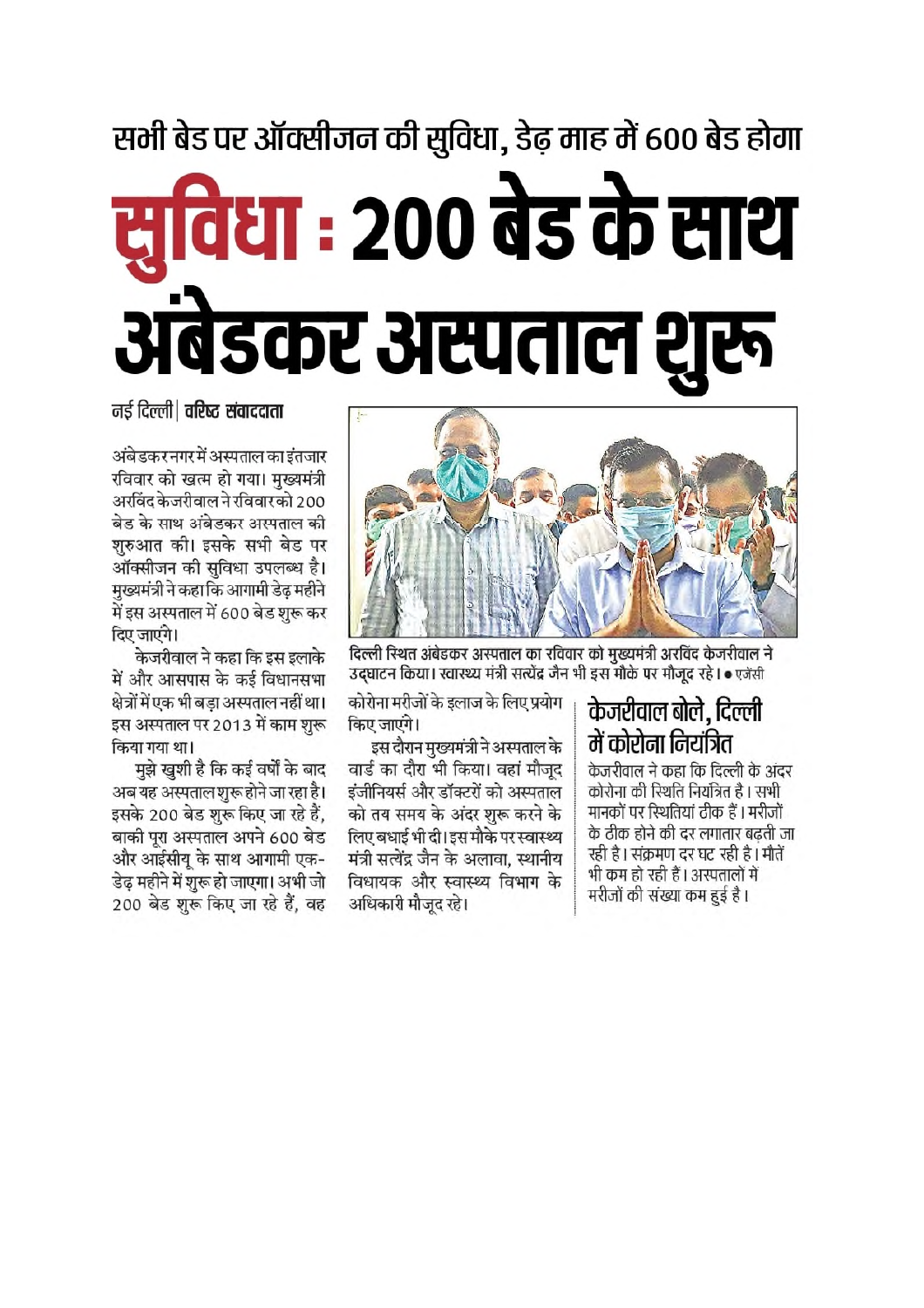## सभी बेड पर ऑक्सीजन की सुविधा, डेढ़ माह में 600 बेड होगा

# सुविधा : 200 बेड के साथ अंबेडकर अस्पताल शुरू

नई दिल्ली | **वरिष्ठ संवाददाता**

अंबेडकर नगर में अस्पताल का इंतजार रविवार को खत्म हो गया। मुख्यमंत्री अरविंद केजरीवाल ने रविवार को 200 बेड के साथ अंबेडकर अस्पताल की शुरुआत की। इसके सभी बेड पर ऑक्सीजन की सुविधा उपलब्ध है। मुख्यमंत्री ने कहा कि आगामी डेढ़ महीने में इस अस्पताल में 600 बेड शुरू कर दिए जाएंगे।

केजरीवाल ने कहा कि इस इलाके में और आसपास के कई विधानसभा क्षेत्रों में एक भी बड़ा अस्पताल नहीं था। इस अस्पताल पर 2013 में काम शुरू किया गया था।

मुझे खुशी है कि कई वर्षों के बाद अब यह अस्पताल शुरू होने जा रहा है। इसके 200 बेड शुरू किए जा रहे हैं, बाकी पूरा अस्पताल अपने 600 बेड और आईसीयू के साथ आगामी एक-डेढ़ महीने में शुरू हो जाएगा। अभी जो 200 बेड शुरू किए जा रहे हैं, वह कोरोना मरीजों के इलाज के लिए प्रयोग किए जाएंगे।

दिल्ली स्थित अंबेडकर अस्पताल का रविवार को मुख्यमंत्री अरविंद केजरीवाल ने उद्घाटन किया। स्वास्थ्य मंत्री सत्येंद्र जैन भी इस मौके पर मौजूद रहे। • एजेंसी

इस दौरान मुख्यमंत्री ने अस्पताल के वार्ड का दौरा भी किया। वहां मौजूद इंजीनियर्स और डॉक्टरों को अस्पताल को तय समय के अंदर शुरू करने के लिए बधाई भी दी। इस मौके पर स्वास्थ्य मंत्री सत्येंद्र जैन के अलावा, स्थानीय विधायक और स्वास्थ्य विभाग के अधिकारी मौजूद रहे।

### केजरीवाल बोले, दिल्ली में कोरोना नियंत्रित

केजरीवाल ने कहा कि दिल्ली के अंदर कोरोना की स्थिति नियंत्रित है। सभी मानकों पर स्थितियां ठीक हैं। मरीजों के ठीक होने की दर लगातार बढ़ती जा रही है। संक्रमण दर घट रही है। मौतें भी कम हो रही हैं। अस्पतालों में मरीजों की संख्या कम हुई है।